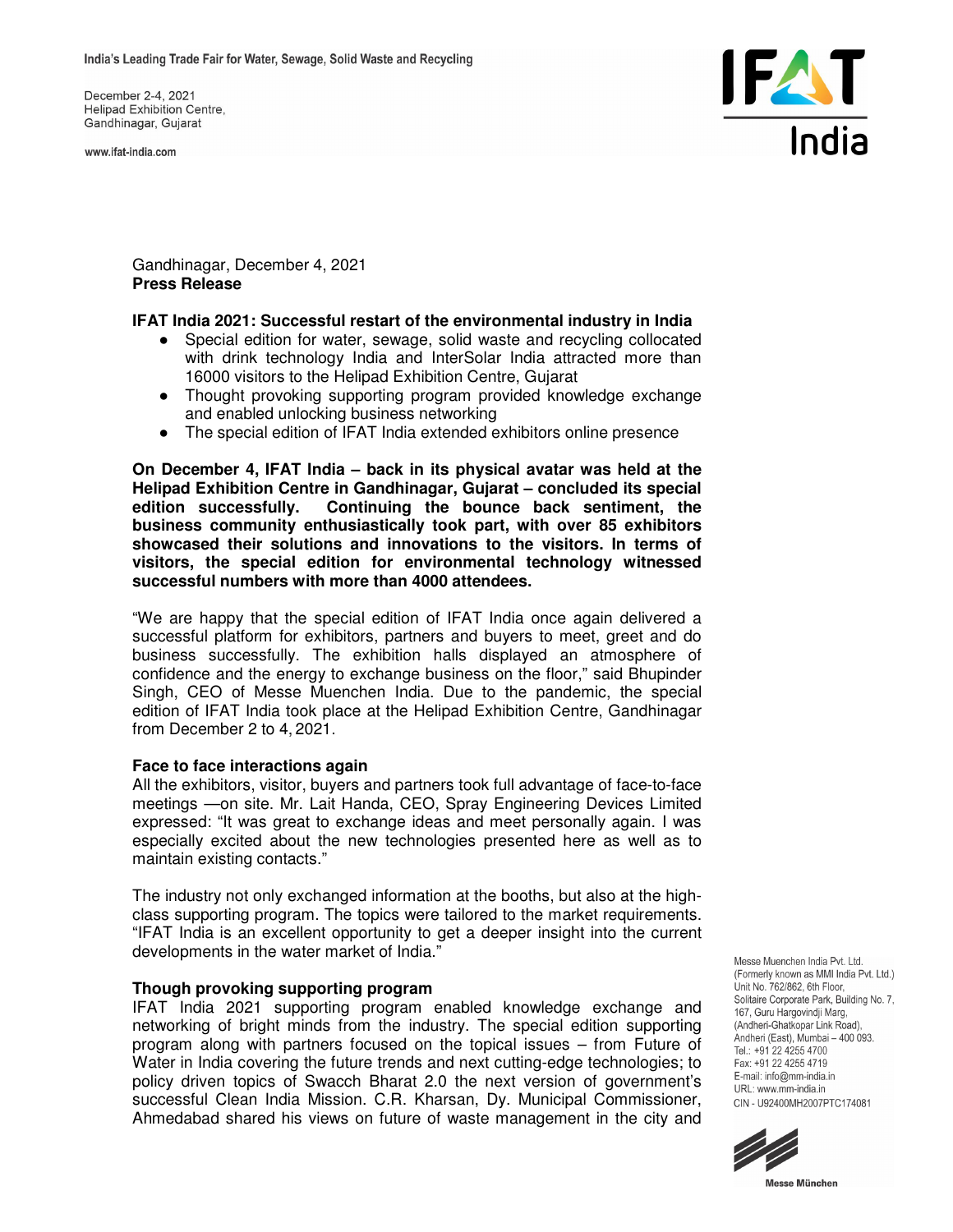India's Leading Trade Fair for Water, Sewage, Solid Waste and Recycling

December 2-4, 2021
Helipad Exhibition Centre,
Gandhinagar, Gujarat

www.ifat-india.com

Gandhinagar, December 4, 2021
**Press Release**

**IFAT India 2021: Successful restart of the environmental industry in India**

- Special edition for water, sewage, solid waste and recycling collocated with drink technology India and InterSolar India attracted more than 16000 visitors to the Helipad Exhibition Centre, Gujarat
- Thought provoking supporting program provided knowledge exchange and enabled unlocking business networking
- The special edition of IFAT India extended exhibitors online presence

**On December 4, IFAT India – back in its physical avatar was held at the Helipad Exhibition Centre in Gandhinagar, Gujarat – concluded its special edition successfully. Continuing the bounce back sentiment, the business community enthusiastically took part, with over 85 exhibitors showcased their solutions and innovations to the visitors. In terms of visitors, the special edition for environmental technology witnessed successful numbers with more than 4000 attendees.**

"We are happy that the special edition of IFAT India once again delivered a successful platform for exhibitors, partners and buyers to meet, greet and do business successfully. The exhibition halls displayed an atmosphere of confidence and the energy to exchange business on the floor," said Bhupinder Singh, CEO of Messe Muenchen India. Due to the pandemic, the special edition of IFAT India took place at the Helipad Exhibition Centre, Gandhinagar from December 2 to 4, 2021.

**Face to face interactions again**

All the exhibitors, visitor, buyers and partners took full advantage of face-to-face meetings —on site. Mr. Lait Handa, CEO, Spray Engineering Devices Limited expressed: "It was great to exchange ideas and meet personally again. I was especially excited about the new technologies presented here as well as to maintain existing contacts."

The industry not only exchanged information at the booths, but also at the high-class supporting program. The topics were tailored to the market requirements. "IFAT India is an excellent opportunity to get a deeper insight into the current developments in the water market of India."

**Though provoking supporting program**

IFAT India 2021 supporting program enabled knowledge exchange and networking of bright minds from the industry. The special edition supporting program along with partners focused on the topical issues – from Future of Water in India covering the future trends and next cutting-edge technologies; to policy driven topics of Swacch Bharat 2.0 the next version of government's successful Clean India Mission. C.R. Kharsan, Dy. Municipal Commissioner, Ahmedabad shared his views on future of waste management in the city and

Messe Muenchen India Pvt. Ltd.
(Formerly known as MMI India Pvt. Ltd.)
Unit No. 762/862, 6th Floor,
Solitaire Corporate Park, Building No. 7,
167, Guru Hargovindji Marg,
(Andheri-Ghatkopar Link Road),
Andheri (East), Mumbai – 400 093.
Tel.: +91 22 4255 4700
Fax: +91 22 4255 4719
E-mail: info@mm-india.in
URL: www.mm-india.in
CIN - U92400MH2007PTC174081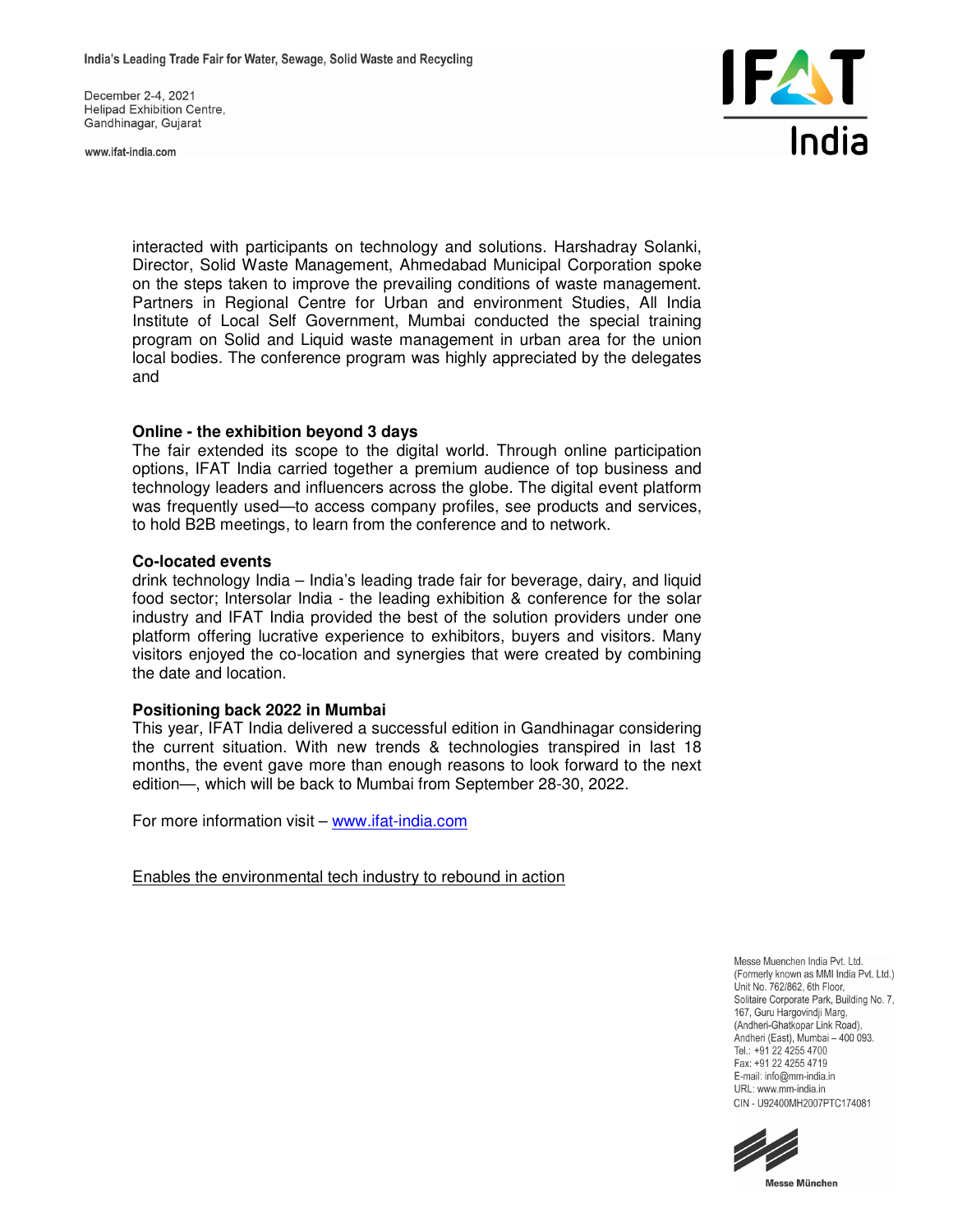interacted with participants on technology and solutions. Harshadray Solanki, Director, Solid Waste Management, Ahmedabad Municipal Corporation spoke on the steps taken to improve the prevailing conditions of waste management. Partners in Regional Centre for Urban and environment Studies, All India Institute of Local Self Government, Mumbai conducted the special training program on Solid and Liquid waste management in urban area for the union local bodies. The conference program was highly appreciated by the delegates and

**Online - the exhibition beyond 3 days**

The fair extended its scope to the digital world. Through online participation options, IFAT India carried together a premium audience of top business and technology leaders and influencers across the globe. The digital event platform was frequently used—to access company profiles, see products and services, to hold B2B meetings, to learn from the conference and to network.

**Co-located events**

drink technology India – India's leading trade fair for beverage, dairy, and liquid food sector; Intersolar India - the leading exhibition & conference for the solar industry and IFAT India provided the best of the solution providers under one platform offering lucrative experience to exhibitors, buyers and visitors. Many visitors enjoyed the co-location and synergies that were created by combining the date and location.

**Positioning back 2022 in Mumbai**

This year, IFAT India delivered a successful edition in Gandhinagar considering the current situation. With new trends & technologies transpired in last 18 months, the event gave more than enough reasons to look forward to the next edition—, which will be back to Mumbai from September 28-30, 2022.

For more information visit – www.ifat-india.com

Enables the environmental tech industry to rebound in action

Messe Muenchen India Pvt. Ltd.
(Formerly known as MMI India Pvt. Ltd.)
Unit No. 762/862, 6th Floor,
Solitaire Corporate Park, Building No. 7,
167, Guru Hargovindji Marg,
(Andheri-Ghatkopar Link Road),
Andheri (East), Mumbai – 400 093.
Tel.: +91 22 4255 4700
Fax: +91 22 4255 4719
E-mail: info@mm-india.in
URL: www.mm-india.in
CIN - U92400MH2007PTC174081